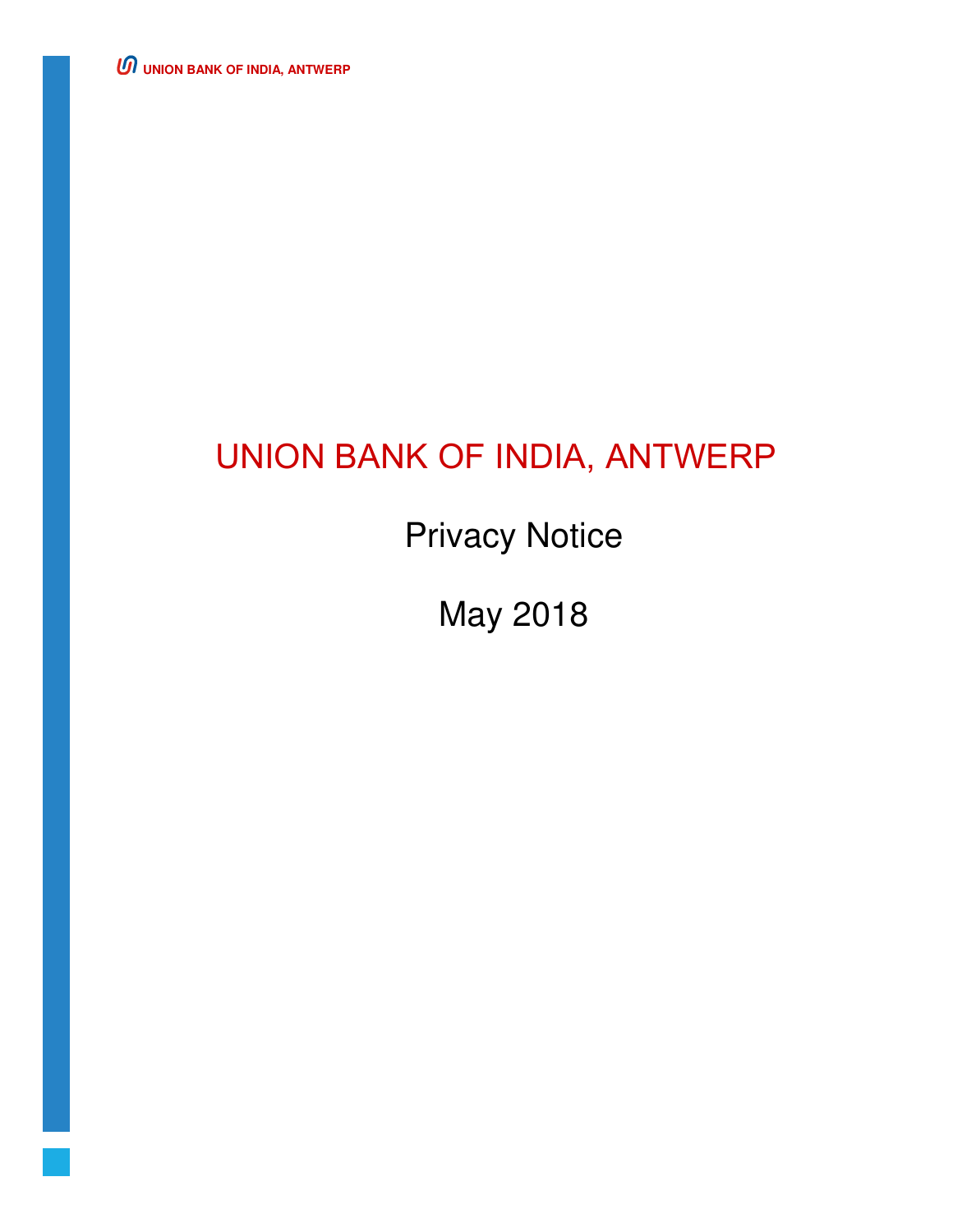# UNION BANK OF INDIA, ANTWERP

## Privacy Notice

## May 2018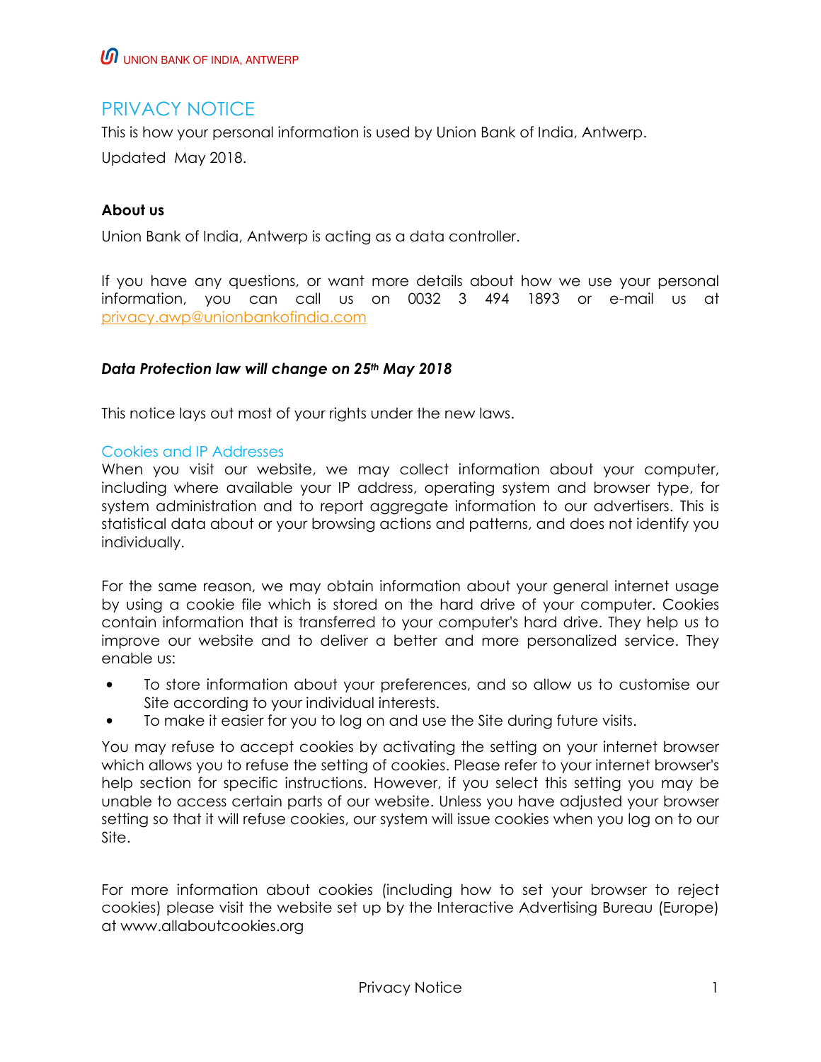# PRIVACY NOTICE

This is how your personal information is used by Union Bank of India, Antwerp.

Updated May 2018.

### About us

Union Bank of India, Antwerp is acting as a data controller.

If you have any questions, or want more details about how we use your personal information, you can call us on 0032 3 494 1893 or e-mail us at privacy.awp@unionbankofindia.com

### *Data Protection law will change on 25th May 2018*

This notice lays out most of your rights under the new laws.

## Cookies and IP Addresses

When you visit our website, we may collect information about your computer, including where available your IP address, operating system and browser type, for system administration and to report aggregate information to our advertisers. This is statistical data about or your browsing actions and patterns, and does not identify you individually.

For the same reason, we may obtain information about your general internet usage by using a cookie file which is stored on the hard drive of your computer. Cookies contain information that is transferred to your computer's hard drive. They help us to improve our website and to deliver a better and more personalized service. They enable us:

- To store information about your preferences, and so allow us to customise our Site according to your individual interests.
- To make it easier for you to log on and use the Site during future visits.

You may refuse to accept cookies by activating the setting on your internet browser which allows you to refuse the setting of cookies. Please refer to your internet browser's help section for specific instructions. However, if you select this setting you may be unable to access certain parts of our website. Unless you have adjusted your browser setting so that it will refuse cookies, our system will issue cookies when you log on to our Site.

For more information about cookies (including how to set your browser to reject cookies) please visit the website set up by the Interactive Advertising Bureau (Europe) at www.allaboutcookies.org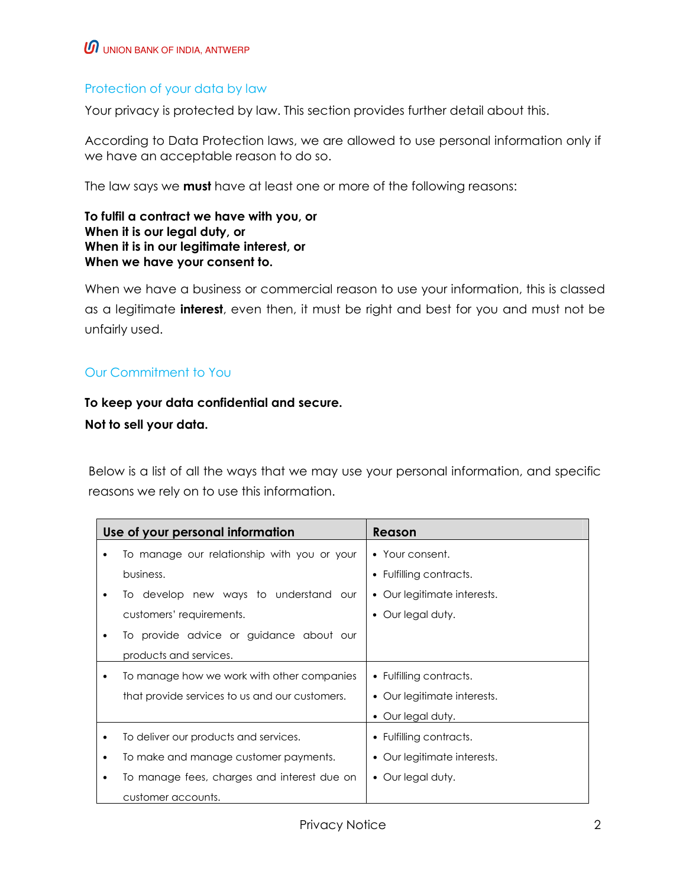## Protection of your data by law

Your privacy is protected by law. This section provides further detail about this.

According to Data Protection laws, we are allowed to use personal information only if we have an acceptable reason to do so.

The law says we **must** have at least one or more of the following reasons:

**To fulfil a contract we have with you, or**
**When it is our legal duty, or**
**When it is in our legitimate interest, or**
**When we have your consent to.**

When we have a business or commercial reason to use your information, this is classed as a legitimate **interest**, even then, it must be right and best for you and must not be unfairly used.

## Our Commitment to You

**To keep your data confidential and secure.**

**Not to sell your data.**

Below is a list of all the ways that we may use your personal information, and specific reasons we rely on to use this information.

| Use of your personal information | Reason |
| --- | --- |
| • To manage our relationship with you or your business.<br>• To develop new ways to understand our customers' requirements.<br>• To provide advice or guidance about our products and services. | • Your consent.<br>• Fulfilling contracts.<br>• Our legitimate interests.<br>• Our legal duty. |
| • To manage how we work with other companies that provide services to us and our customers. | • Fulfilling contracts.<br>• Our legitimate interests.<br>• Our legal duty. |
| • To deliver our products and services.<br>• To make and manage customer payments.<br>• To manage fees, charges and interest due on customer accounts. | • Fulfilling contracts.<br>• Our legitimate interests.<br>• Our legal duty. |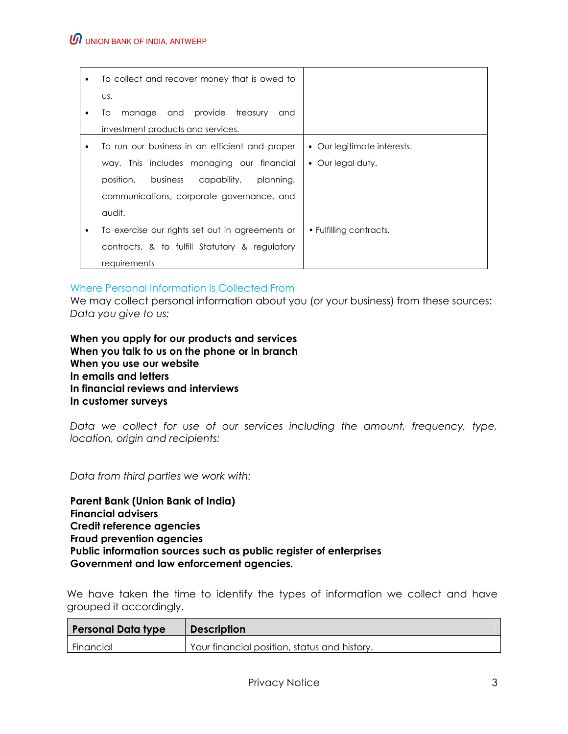| | |
|---|---|
| • To collect and recover money that is owed to us.<br>• To manage and provide treasury and investment products and services. | |
| • To run our business in an efficient and proper way. This includes managing our financial position, business capability, planning, communications, corporate governance, and audit. | • Our legitimate interests.<br>• Our legal duty. |
| • To exercise our rights set out in agreements or contracts, & to fulfill Statutory & regulatory requirements | • Fulfilling contracts. |

## Where Personal Information Is Collected From

We may collect personal information about you (or your business) from these sources:

*Data you give to us:*

**When you apply for our products and services**
**When you talk to us on the phone or in branch**
**When you use our website**
**In emails and letters**
**In financial reviews and interviews**
**In customer surveys**

*Data we collect for use of our services including the amount, frequency, type, location, origin and recipients:*

*Data from third parties we work with:*

**Parent Bank (Union Bank of India)**
**Financial advisers**
**Credit reference agencies**
**Fraud prevention agencies**
**Public information sources such as public register of enterprises**
**Government and law enforcement agencies.**

We have taken the time to identify the types of information we collect and have grouped it accordingly.

| Personal Data type | Description |
|---|---|
| Financial | Your financial position, status and history. |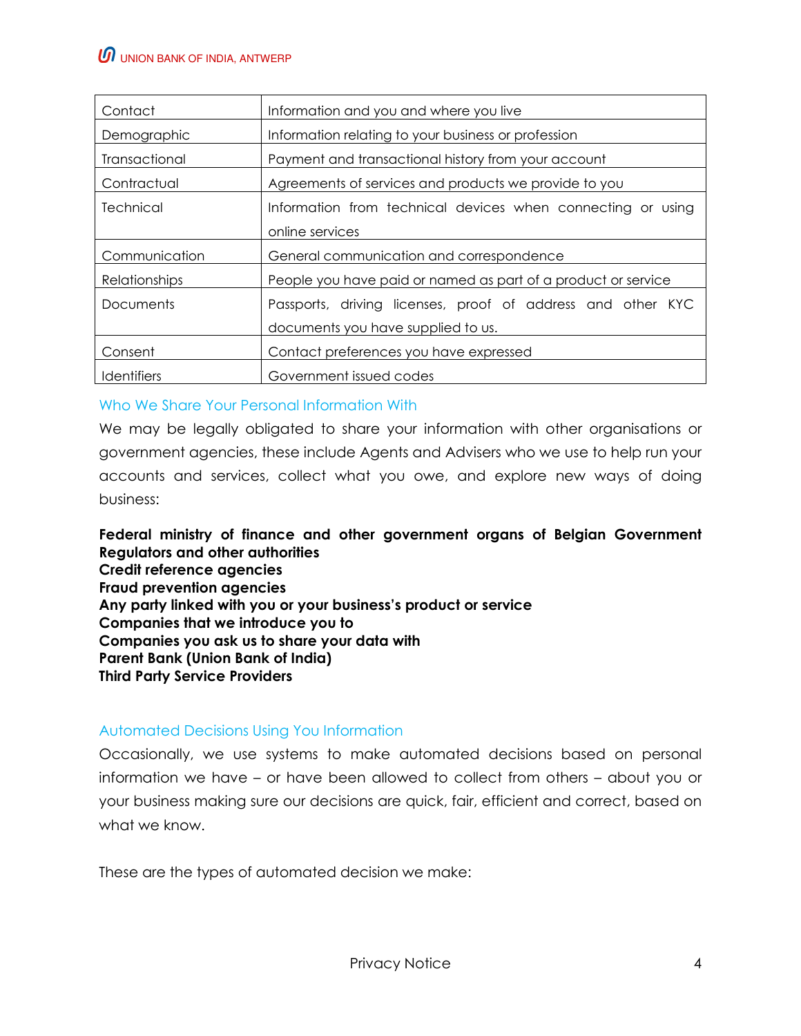| Contact | Information and you and where you live |
|---|---|
| Demographic | Information relating to your business or profession |
| Transactional | Payment and transactional history from your account |
| Contractual | Agreements of services and products we provide to you |
| Technical | Information from technical devices when connecting or using online services |
| Communication | General communication and correspondence |
| Relationships | People you have paid or named as part of a product or service |
| Documents | Passports, driving licenses, proof of address and other KYC documents you have supplied to us. |
| Consent | Contact preferences you have expressed |
| Identifiers | Government issued codes |

## Who We Share Your Personal Information With

We may be legally obligated to share your information with other organisations or government agencies, these include Agents and Advisers who we use to help run your accounts and services, collect what you owe, and explore new ways of doing business:

**Federal ministry of finance and other government organs of Belgian Government**
**Regulators and other authorities**
**Credit reference agencies**
**Fraud prevention agencies**
**Any party linked with you or your business's product or service**
**Companies that we introduce you to**
**Companies you ask us to share your data with**
**Parent Bank (Union Bank of India)**
**Third Party Service Providers**

## Automated Decisions Using You Information

Occasionally, we use systems to make automated decisions based on personal information we have – or have been allowed to collect from others – about you or your business making sure our decisions are quick, fair, efficient and correct, based on what we know.

These are the types of automated decision we make: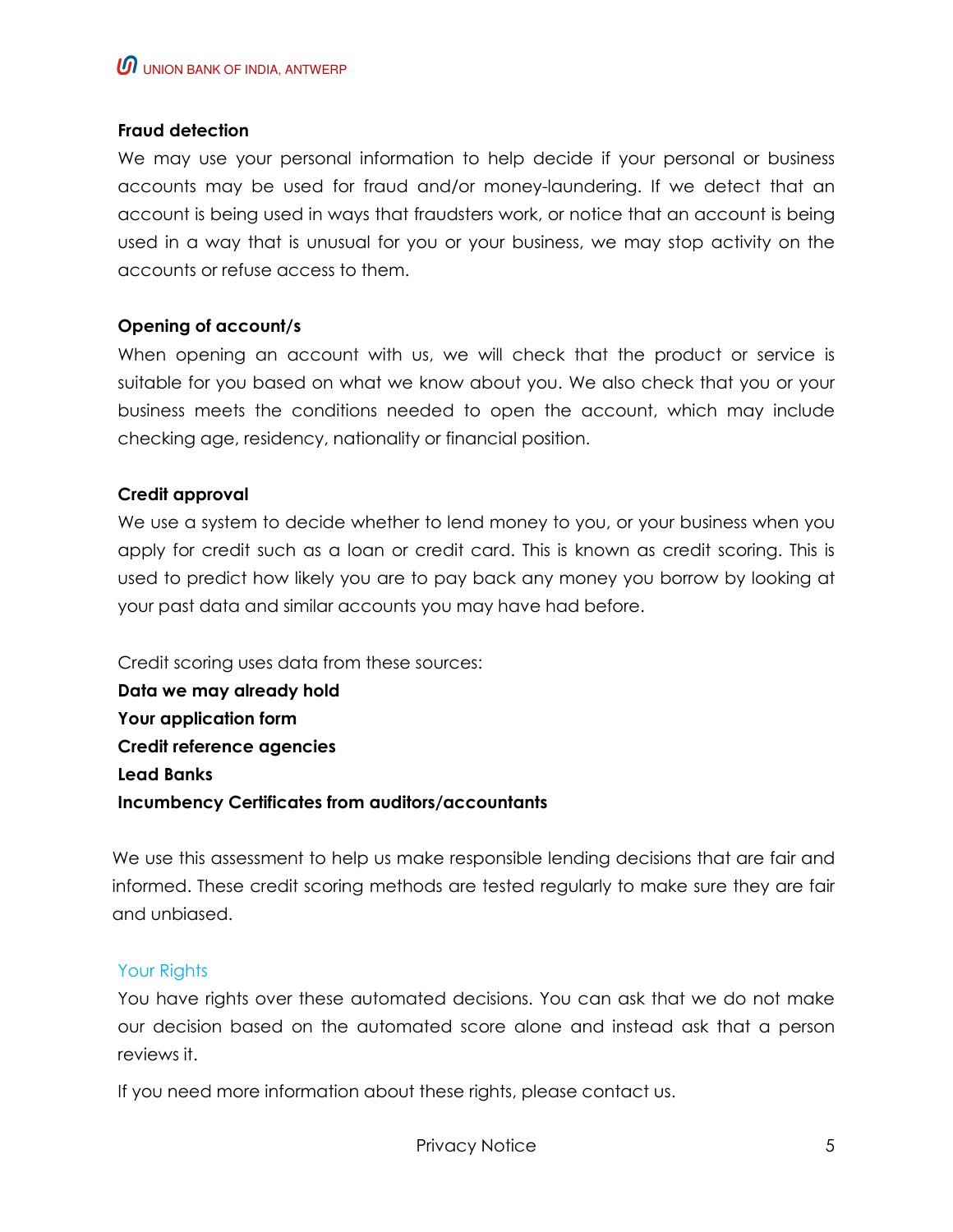**Fraud detection**

We may use your personal information to help decide if your personal or business accounts may be used for fraud and/or money-laundering. If we detect that an account is being used in ways that fraudsters work, or notice that an account is being used in a way that is unusual for you or your business, we may stop activity on the accounts or refuse access to them.

**Opening of account/s**

When opening an account with us, we will check that the product or service is suitable for you based on what we know about you. We also check that you or your business meets the conditions needed to open the account, which may include checking age, residency, nationality or financial position.

**Credit approval**

We use a system to decide whether to lend money to you, or your business when you apply for credit such as a loan or credit card. This is known as credit scoring. This is used to predict how likely you are to pay back any money you borrow by looking at your past data and similar accounts you may have had before.

Credit scoring uses data from these sources:

**Data we may already hold**
**Your application form**
**Credit reference agencies**
**Lead Banks**
**Incumbency Certificates from auditors/accountants**

We use this assessment to help us make responsible lending decisions that are fair and informed. These credit scoring methods are tested regularly to make sure they are fair and unbiased.

### Your Rights

You have rights over these automated decisions. You can ask that we do not make our decision based on the automated score alone and instead ask that a person reviews it.

If you need more information about these rights, please contact us.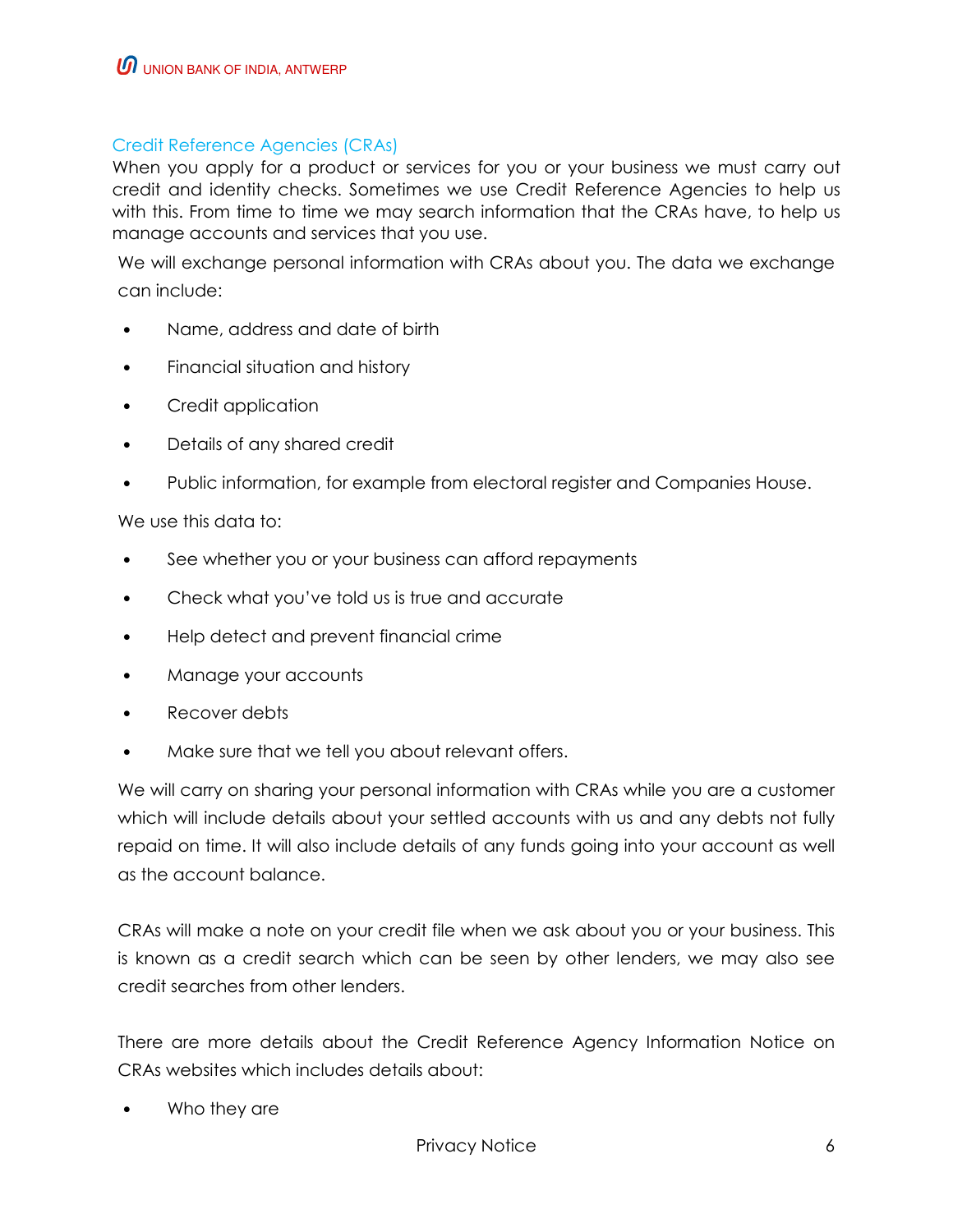## Credit Reference Agencies (CRAs)

When you apply for a product or services for you or your business we must carry out credit and identity checks. Sometimes we use Credit Reference Agencies to help us with this. From time to time we may search information that the CRAs have, to help us manage accounts and services that you use.

We will exchange personal information with CRAs about you. The data we exchange can include:

- Name, address and date of birth
- Financial situation and history
- Credit application
- Details of any shared credit
- Public information, for example from electoral register and Companies House.

We use this data to:

- See whether you or your business can afford repayments
- Check what you've told us is true and accurate
- Help detect and prevent financial crime
- Manage your accounts
- Recover debts
- Make sure that we tell you about relevant offers.

We will carry on sharing your personal information with CRAs while you are a customer which will include details about your settled accounts with us and any debts not fully repaid on time. It will also include details of any funds going into your account as well as the account balance.

CRAs will make a note on your credit file when we ask about you or your business. This is known as a credit search which can be seen by other lenders, we may also see credit searches from other lenders.

There are more details about the Credit Reference Agency Information Notice on CRAs websites which includes details about:

- Who they are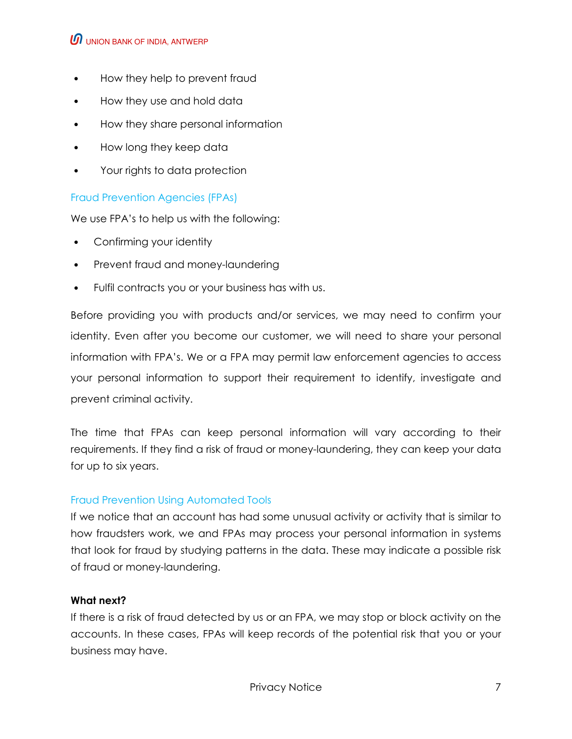- How they help to prevent fraud
- How they use and hold data
- How they share personal information
- How long they keep data
- Your rights to data protection

## Fraud Prevention Agencies (FPAs)

We use FPA's to help us with the following:

- Confirming your identity
- Prevent fraud and money-laundering
- Fulfil contracts you or your business has with us.

Before providing you with products and/or services, we may need to confirm your identity. Even after you become our customer, we will need to share your personal information with FPA's. We or a FPA may permit law enforcement agencies to access your personal information to support their requirement to identify, investigate and prevent criminal activity.

The time that FPAs can keep personal information will vary according to their requirements. If they find a risk of fraud or money-laundering, they can keep your data for up to six years.

## Fraud Prevention Using Automated Tools

If we notice that an account has had some unusual activity or activity that is similar to how fraudsters work, we and FPAs may process your personal information in systems that look for fraud by studying patterns in the data. These may indicate a possible risk of fraud or money-laundering.

**What next?**

If there is a risk of fraud detected by us or an FPA, we may stop or block activity on the accounts. In these cases, FPAs will keep records of the potential risk that you or your business may have.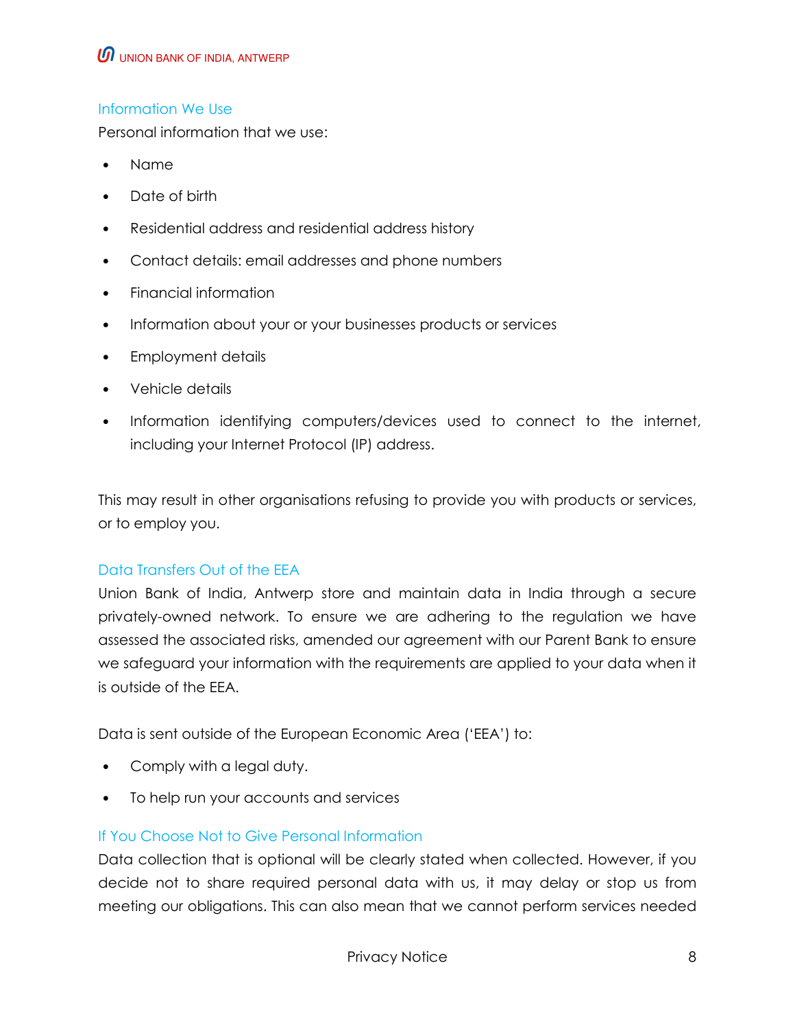## Information We Use

Personal information that we use:

- Name
- Date of birth
- Residential address and residential address history
- Contact details: email addresses and phone numbers
- Financial information
- Information about your or your businesses products or services
- Employment details
- Vehicle details
- Information identifying computers/devices used to connect to the internet, including your Internet Protocol (IP) address.

This may result in other organisations refusing to provide you with products or services, or to employ you.

## Data Transfers Out of the EEA

Union Bank of India, Antwerp store and maintain data in India through a secure privately-owned network. To ensure we are adhering to the regulation we have assessed the associated risks, amended our agreement with our Parent Bank to ensure we safeguard your information with the requirements are applied to your data when it is outside of the EEA.

Data is sent outside of the European Economic Area ('EEA') to:

- Comply with a legal duty.
- To help run your accounts and services

## If You Choose Not to Give Personal Information

Data collection that is optional will be clearly stated when collected. However, if you decide not to share required personal data with us, it may delay or stop us from meeting our obligations. This can also mean that we cannot perform services needed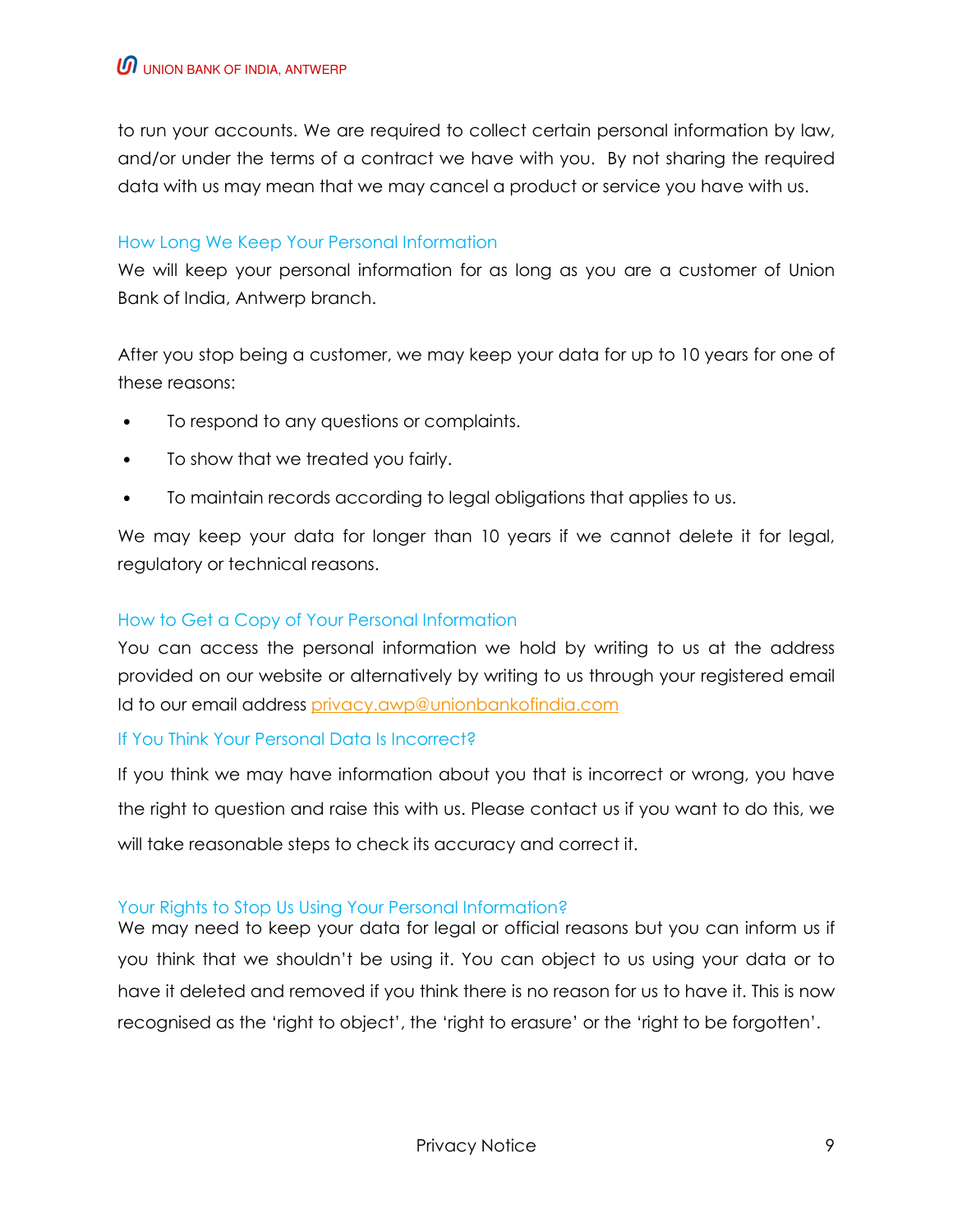to run your accounts. We are required to collect certain personal information by law, and/or under the terms of a contract we have with you. By not sharing the required data with us may mean that we may cancel a product or service you have with us.

### How Long We Keep Your Personal Information

We will keep your personal information for as long as you are a customer of Union Bank of India, Antwerp branch.

After you stop being a customer, we may keep your data for up to 10 years for one of these reasons:

- To respond to any questions or complaints.
- To show that we treated you fairly.
- To maintain records according to legal obligations that applies to us.

We may keep your data for longer than 10 years if we cannot delete it for legal, regulatory or technical reasons.

### How to Get a Copy of Your Personal Information

You can access the personal information we hold by writing to us at the address provided on our website or alternatively by writing to us through your registered email Id to our email address privacy.awp@unionbankofindia.com

### If You Think Your Personal Data Is Incorrect?

If you think we may have information about you that is incorrect or wrong, you have the right to question and raise this with us. Please contact us if you want to do this, we will take reasonable steps to check its accuracy and correct it.

### Your Rights to Stop Us Using Your Personal Information?

We may need to keep your data for legal or official reasons but you can inform us if you think that we shouldn't be using it. You can object to us using your data or to have it deleted and removed if you think there is no reason for us to have it. This is now recognised as the 'right to object', the 'right to erasure' or the 'right to be forgotten'.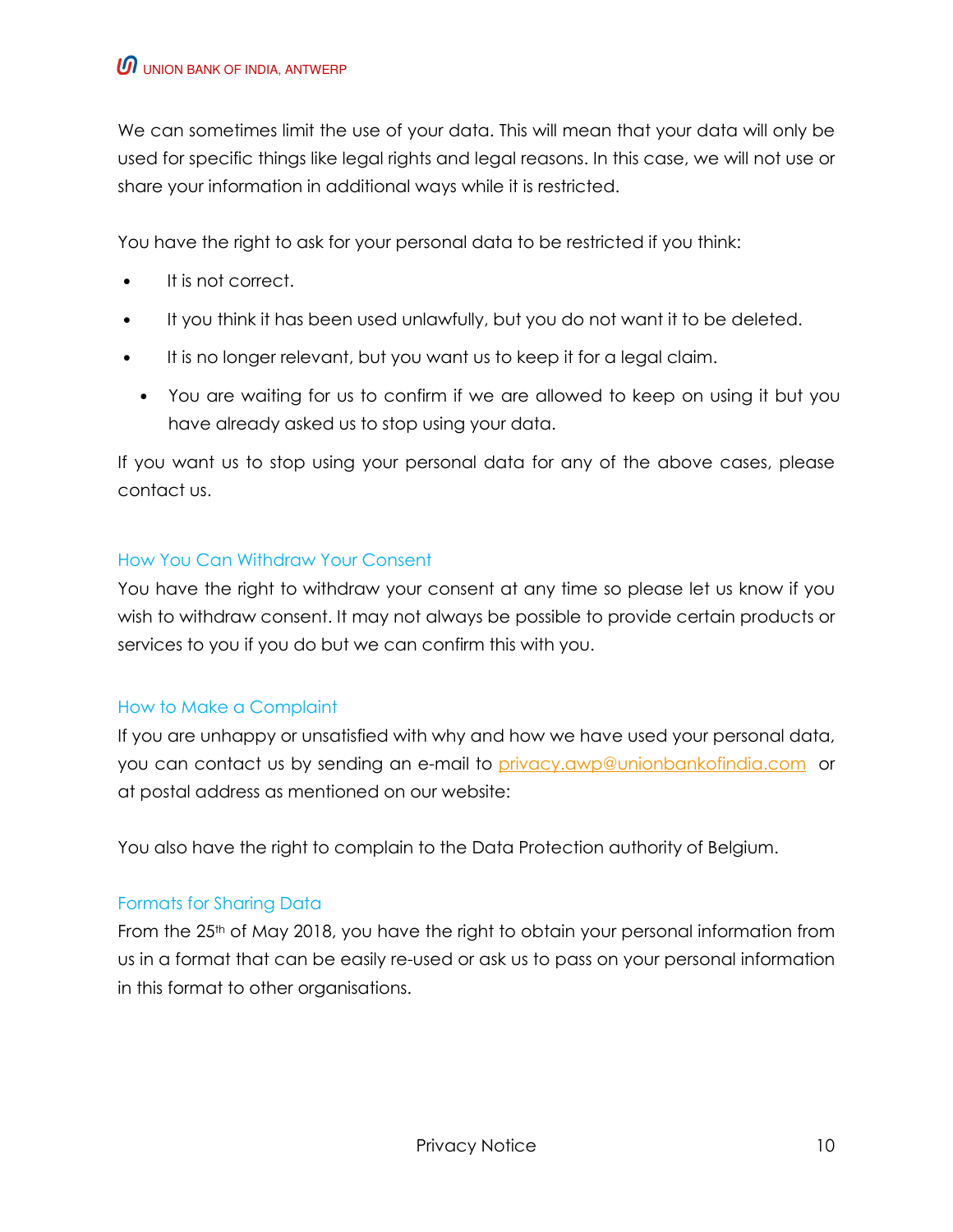We can sometimes limit the use of your data. This will mean that your data will only be used for specific things like legal rights and legal reasons. In this case, we will not use or share your information in additional ways while it is restricted.

You have the right to ask for your personal data to be restricted if you think:

- It is not correct.
- It you think it has been used unlawfully, but you do not want it to be deleted.
- It is no longer relevant, but you want us to keep it for a legal claim.
- You are waiting for us to confirm if we are allowed to keep on using it but you have already asked us to stop using your data.

If you want us to stop using your personal data for any of the above cases, please contact us.

### How You Can Withdraw Your Consent

You have the right to withdraw your consent at any time so please let us know if you wish to withdraw consent. It may not always be possible to provide certain products or services to you if you do but we can confirm this with you.

### How to Make a Complaint

If you are unhappy or unsatisfied with why and how we have used your personal data, you can contact us by sending an e-mail to privacy.awp@unionbankofindia.com or at postal address as mentioned on our website:

You also have the right to complain to the Data Protection authority of Belgium.

### Formats for Sharing Data

From the 25th of May 2018, you have the right to obtain your personal information from us in a format that can be easily re-used or ask us to pass on your personal information in this format to other organisations.